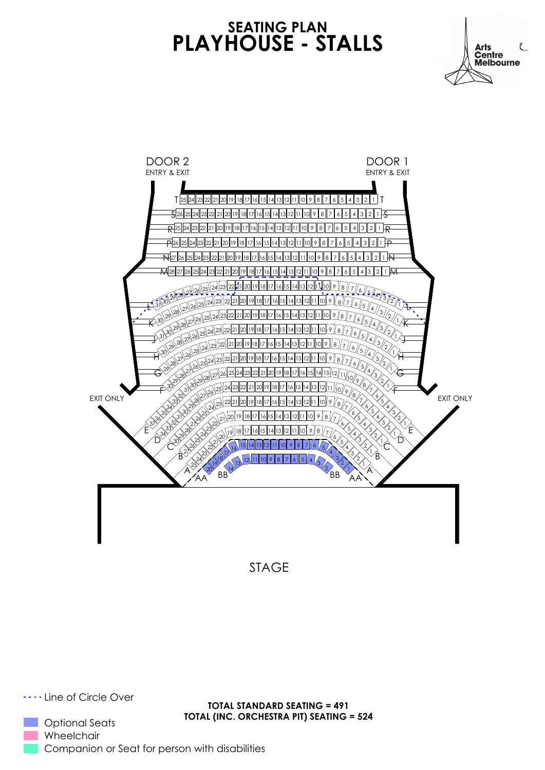# SEATING PLAN
# PLAYHOUSE - STALLS

Arts Centre Melbourne

DOOR 2
ENTRY & EXIT

DOOR 1
ENTRY & EXIT

EXIT ONLY

EXIT ONLY

STAGE

- - - - Line of Circle Over

Optional Seats

Wheelchair

Companion or Seat for person with disabilities

**TOTAL STANDARD SEATING = 491**
**TOTAL (INC. ORCHESTRA PIT) SEATING = 524**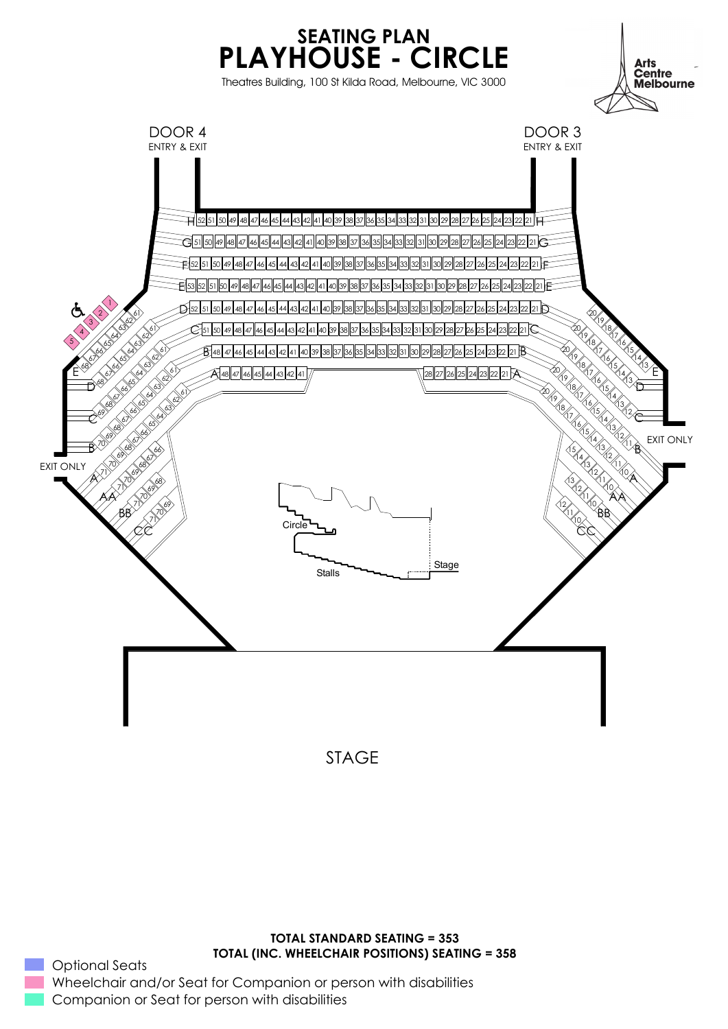# SEATING PLAN
# PLAYHOUSE - CIRCLE

Theatres Building, 100 St Kilda Road, Melbourne, VIC 3000

Arts Centre Melbourne

DOOR 4
ENTRY & EXIT

DOOR 3
ENTRY & EXIT

EXIT ONLY

EXIT ONLY

Circle

Stalls

Stage

STAGE

**TOTAL STANDARD SEATING = 353**
**TOTAL (INC. WHEELCHAIR POSITIONS) SEATING = 358**

- Optional Seats
- Wheelchair and/or Seat for Companion or person with disabilities
- Companion or Seat for person with disabilities